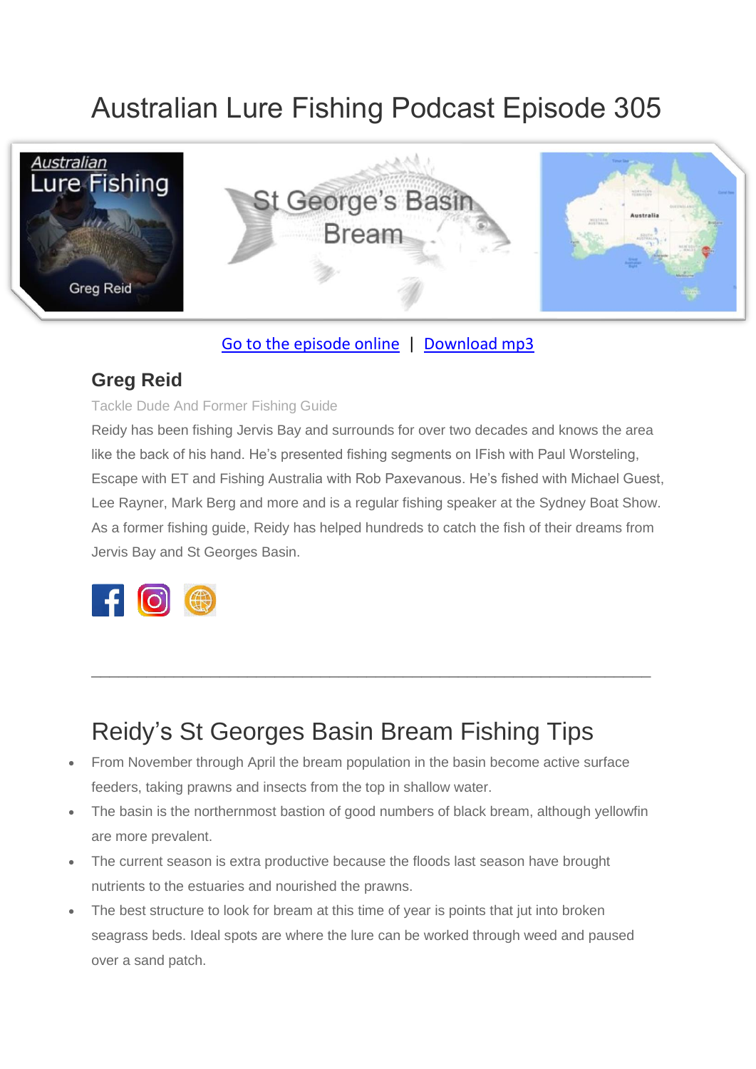# Australian Lure Fishing Podcast Episode 305

Go to the episode online | Download mp3

## Greg Reid

Tackle Dude And Former Fishing Guide

Reidy has been fishing Jervis Bay and surrounds for over two decades and knows the area like the back of his hand. He's presented fishing segments on IFish with Paul Worsteling, Escape with ET and Fishing Australia with Rob Paxevanous. He's fished with Michael Guest, Lee Rayner, Mark Berg and more and is a regular fishing speaker at the Sydney Boat Show. As a former fishing guide, Reidy has helped hundreds to catch the fish of their dreams from Jervis Bay and St Georges Basin.

---

# Reidy's St Georges Basin Bream Fishing Tips

- From November through April the bream population in the basin become active surface feeders, taking prawns and insects from the top in shallow water.
- The basin is the northernmost bastion of good numbers of black bream, although yellowfin are more prevalent.
- The current season is extra productive because the floods last season have brought nutrients to the estuaries and nourished the prawns.
- The best structure to look for bream at this time of year is points that jut into broken seagrass beds. Ideal spots are where the lure can be worked through weed and paused over a sand patch.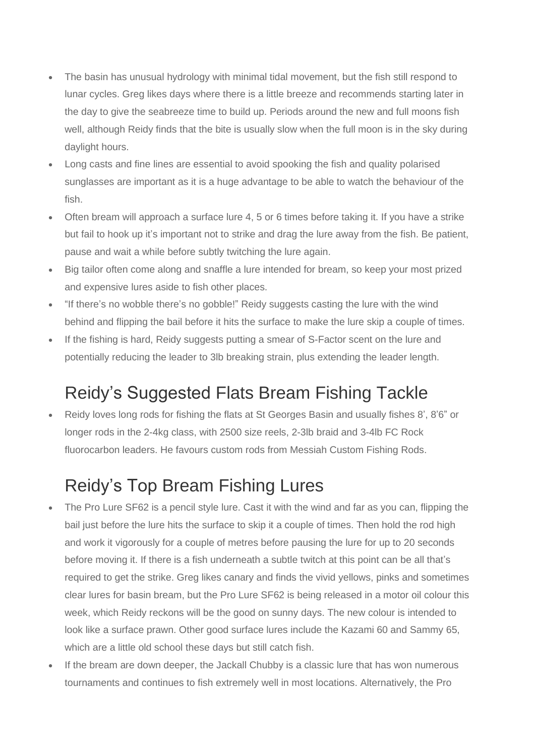- The basin has unusual hydrology with minimal tidal movement, but the fish still respond to lunar cycles. Greg likes days where there is a little breeze and recommends starting later in the day to give the seabreeze time to build up. Periods around the new and full moons fish well, although Reidy finds that the bite is usually slow when the full moon is in the sky during daylight hours.
- Long casts and fine lines are essential to avoid spooking the fish and quality polarised sunglasses are important as it is a huge advantage to be able to watch the behaviour of the fish.
- Often bream will approach a surface lure 4, 5 or 6 times before taking it. If you have a strike but fail to hook up it's important not to strike and drag the lure away from the fish. Be patient, pause and wait a while before subtly twitching the lure again.
- Big tailor often come along and snaffle a lure intended for bream, so keep your most prized and expensive lures aside to fish other places.
- "If there's no wobble there's no gobble!" Reidy suggests casting the lure with the wind behind and flipping the bail before it hits the surface to make the lure skip a couple of times.
- If the fishing is hard, Reidy suggests putting a smear of S-Factor scent on the lure and potentially reducing the leader to 3lb breaking strain, plus extending the leader length.

## Reidy's Suggested Flats Bream Fishing Tackle

- Reidy loves long rods for fishing the flats at St Georges Basin and usually fishes 8', 8'6" or longer rods in the 2-4kg class, with 2500 size reels, 2-3lb braid and 3-4lb FC Rock fluorocarbon leaders. He favours custom rods from Messiah Custom Fishing Rods.

## Reidy's Top Bream Fishing Lures

- The Pro Lure SF62 is a pencil style lure. Cast it with the wind and far as you can, flipping the bail just before the lure hits the surface to skip it a couple of times. Then hold the rod high and work it vigorously for a couple of metres before pausing the lure for up to 20 seconds before moving it. If there is a fish underneath a subtle twitch at this point can be all that's required to get the strike. Greg likes canary and finds the vivid yellows, pinks and sometimes clear lures for basin bream, but the Pro Lure SF62 is being released in a motor oil colour this week, which Reidy reckons will be the good on sunny days. The new colour is intended to look like a surface prawn. Other good surface lures include the Kazami 60 and Sammy 65, which are a little old school these days but still catch fish.
- If the bream are down deeper, the Jackall Chubby is a classic lure that has won numerous tournaments and continues to fish extremely well in most locations. Alternatively, the Pro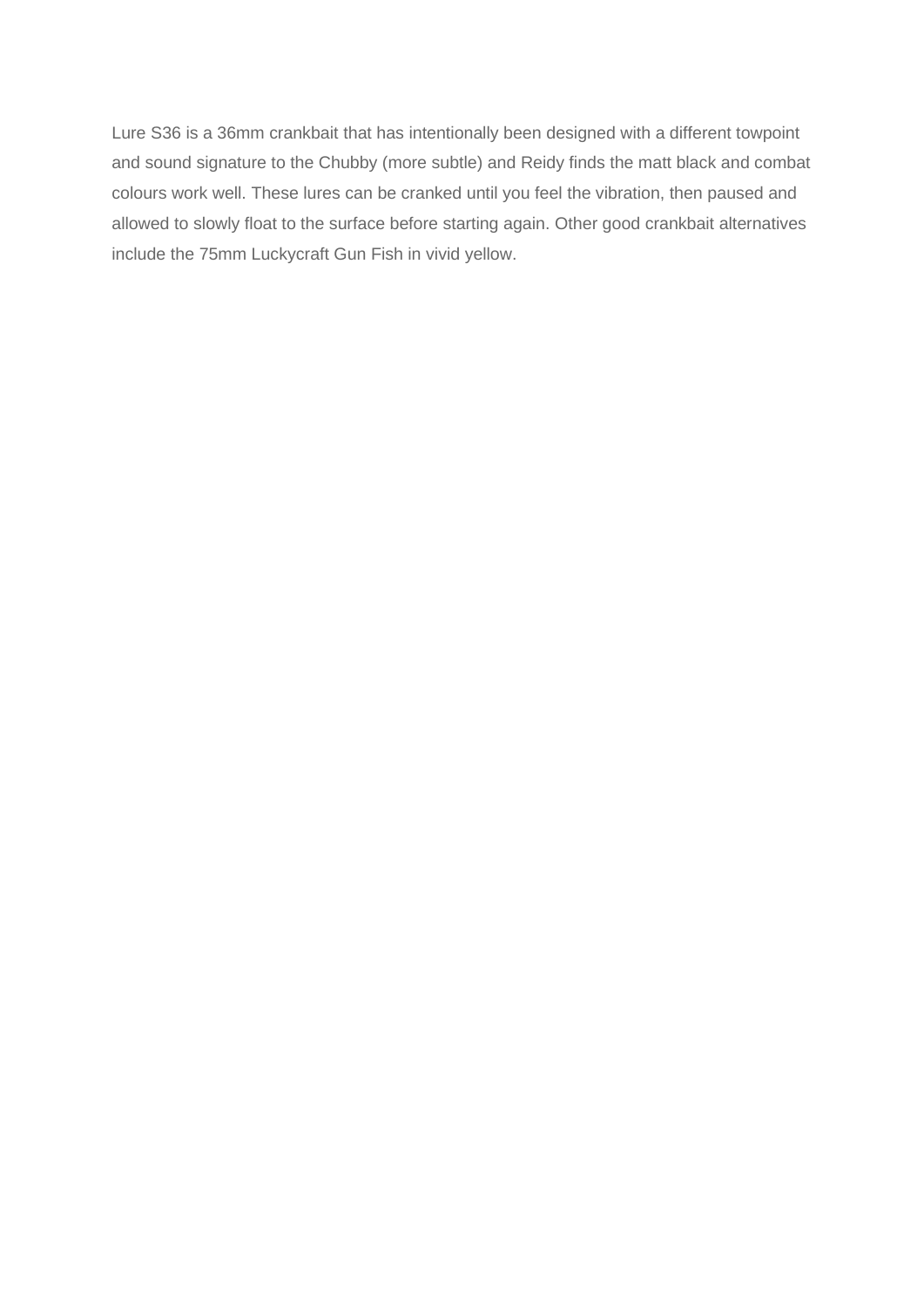Lure S36 is a 36mm crankbait that has intentionally been designed with a different towpoint and sound signature to the Chubby (more subtle) and Reidy finds the matt black and combat colours work well. These lures can be cranked until you feel the vibration, then paused and allowed to slowly float to the surface before starting again. Other good crankbait alternatives include the 75mm Luckycraft Gun Fish in vivid yellow.